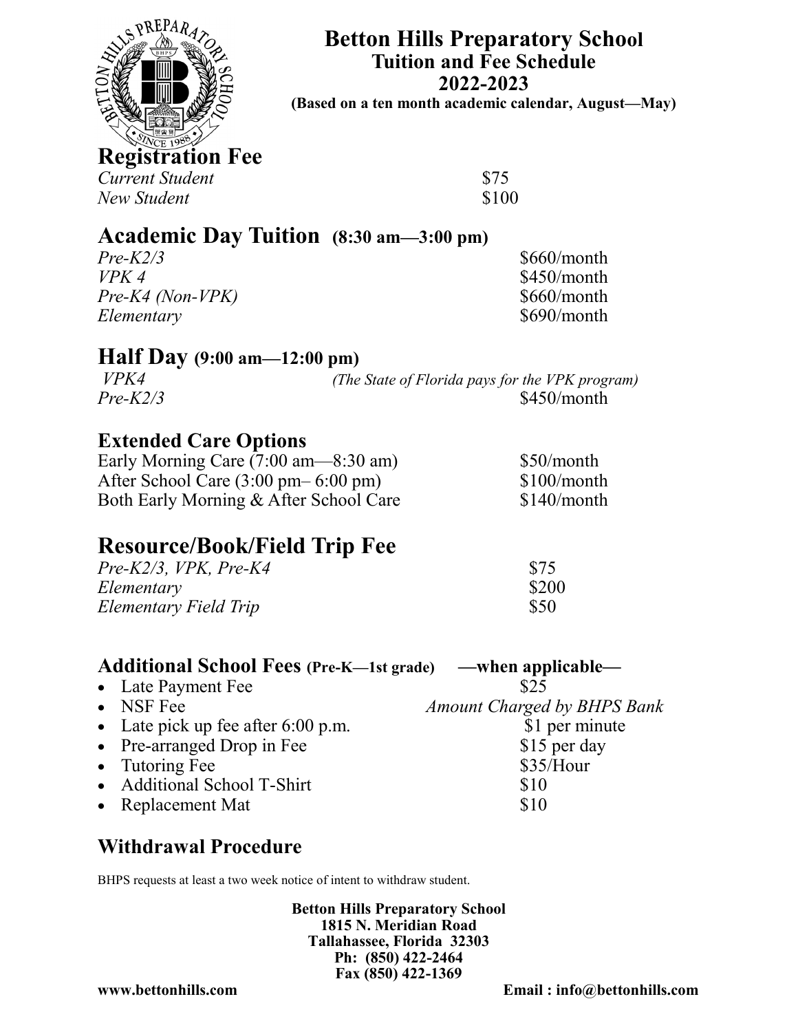# Betton Hills Preparatory School
## Tuition and Fee Schedule
## 2022-2023
**(Based on a ten month academic calendar, August—May)**

## Registration Fee

| | |
|---|---|
| *Current Student* | $75 |
| *New Student* | $100 |

## Academic Day Tuition (8:30 am—3:00 pm)

| | |
|---|---|
| *Pre-K2/3* | $660/month |
| *VPK 4* | $450/month |
| *Pre-K4 (Non-VPK)* | $660/month |
| *Elementary* | $690/month |

## Half Day (9:00 am—12:00 pm)

| | |
|---|---|
| *VPK4* | *(The State of Florida pays for the VPK program)* |
| *Pre-K2/3* | $450/month |

### Extended Care Options

| | |
|---|---|
| Early Morning Care (7:00 am—8:30 am) | $50/month |
| After School Care (3:00 pm– 6:00 pm) | $100/month |
| Both Early Morning & After School Care | $140/month |

## Resource/Book/Field Trip Fee

| | |
|---|---|
| *Pre-K2/3, VPK, Pre-K4* | $75 |
| *Elementary* | $200 |
| *Elementary Field Trip* | $50 |

### Additional School Fees (Pre-K—1st grade) —when applicable—

| | |
|---|---|
| • Late Payment Fee | $25 |
| • NSF Fee | *Amount Charged by BHPS Bank* |
| • Late pick up fee after 6:00 p.m. | $1 per minute |
| • Pre-arranged Drop in Fee | $15 per day |
| • Tutoring Fee | $35/Hour |
| • Additional School T-Shirt | $10 |
| • Replacement Mat | $10 |

### Withdrawal Procedure

BHPS requests at least a two week notice of intent to withdraw student.

**Betton Hills Preparatory School**
**1815 N. Meridian Road**
**Tallahassee, Florida 32303**
**Ph: (850) 422-2464**
**Fax (850) 422-1369**

**www.bettonhills.com** **Email : info@bettonhills.com**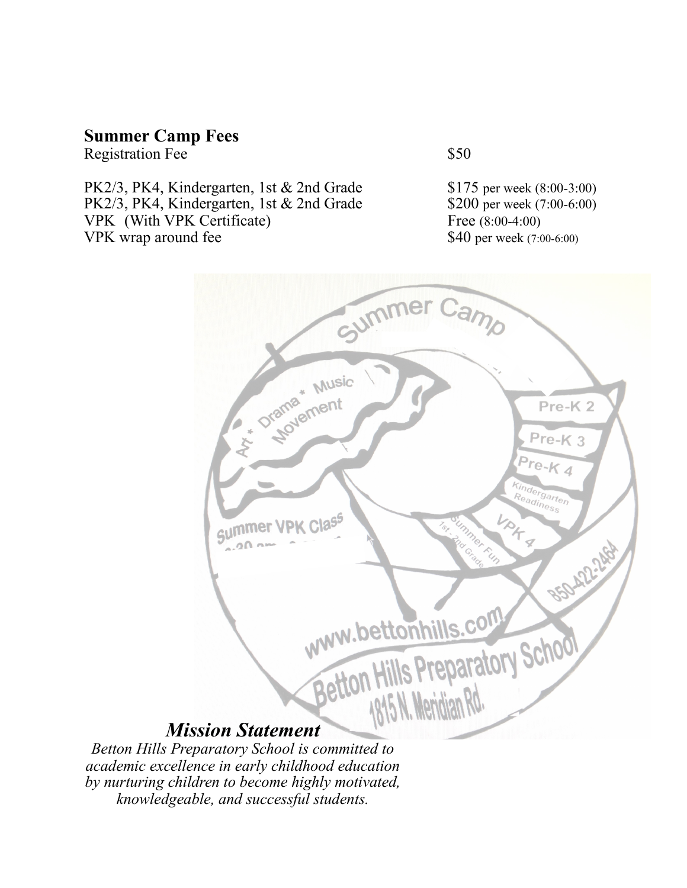## Summer Camp Fees

| | |
|---|---|
| Registration Fee | $50 |
| PK2/3, PK4, Kindergarten, 1st & 2nd Grade | $175 per week (8:00-3:00) |
| PK2/3, PK4, Kindergarten, 1st & 2nd Grade | $200 per week (7:00-6:00) |
| VPK (With VPK Certificate) | Free (8:00-4:00) |
| VPK wrap around fee | $40 per week (7:00-6:00) |

## *Mission Statement*

*Betton Hills Preparatory School is committed to academic excellence in early childhood education by nurturing children to become highly motivated, knowledgeable, and successful students.*